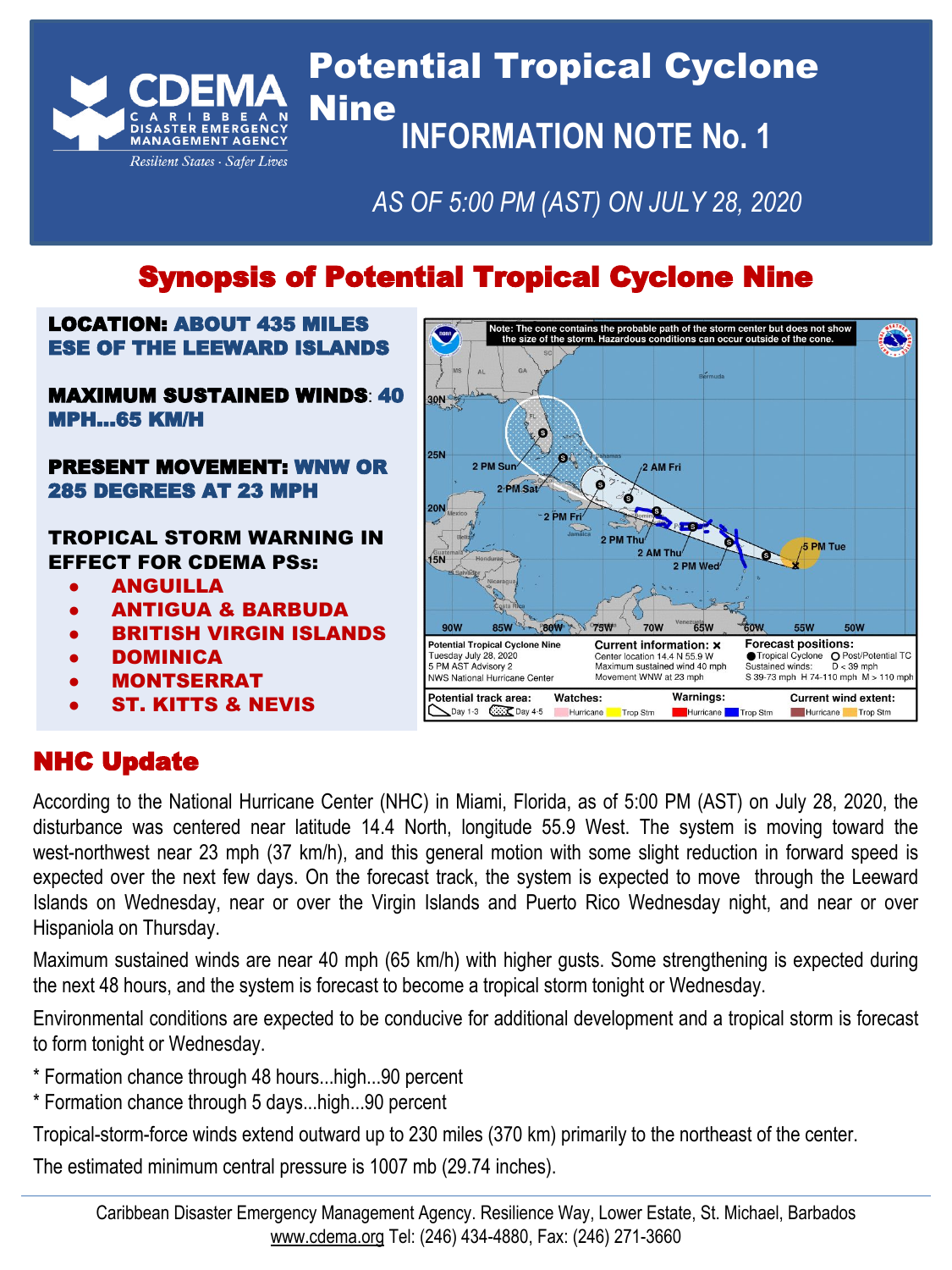# Potential Tropical Cyclone Nine

## INFORMATION NOTE No. 1

*AS OF 5:00 PM (AST) ON JULY 28, 2020*

## Synopsis of Potential Tropical Cyclone Nine

**LOCATION:** ABOUT 435 MILES ESE OF THE LEEWARD ISLANDS

**MAXIMUM SUSTAINED WINDS**: 40 MPH…65 KM/H

**PRESENT MOVEMENT:** WNW OR 285 DEGREES AT 23 MPH

**TROPICAL STORM WARNING IN EFFECT FOR CDEMA PSs:**

- ANGUILLA
- ANTIGUA & BARBUDA
- BRITISH VIRGIN ISLANDS
- DOMINICA
- MONTSERRAT
- ST. KITTS & NEVIS

## NHC Update

According to the National Hurricane Center (NHC) in Miami, Florida, as of 5:00 PM (AST) on July 28, 2020, the disturbance was centered near latitude 14.4 North, longitude 55.9 West. The system is moving toward the west-northwest near 23 mph (37 km/h), and this general motion with some slight reduction in forward speed is expected over the next few days. On the forecast track, the system is expected to move through the Leeward Islands on Wednesday, near or over the Virgin Islands and Puerto Rico Wednesday night, and near or over Hispaniola on Thursday.

Maximum sustained winds are near 40 mph (65 km/h) with higher gusts. Some strengthening is expected during the next 48 hours, and the system is forecast to become a tropical storm tonight or Wednesday.

Environmental conditions are expected to be conducive for additional development and a tropical storm is forecast to form tonight or Wednesday.

* Formation chance through 48 hours...high...90 percent
* Formation chance through 5 days...high...90 percent

Tropical-storm-force winds extend outward up to 230 miles (370 km) primarily to the northeast of the center.

The estimated minimum central pressure is 1007 mb (29.74 inches).

Caribbean Disaster Emergency Management Agency. Resilience Way, Lower Estate, St. Michael, Barbados
www.cdema.org Tel: (246) 434-4880, Fax: (246) 271-3660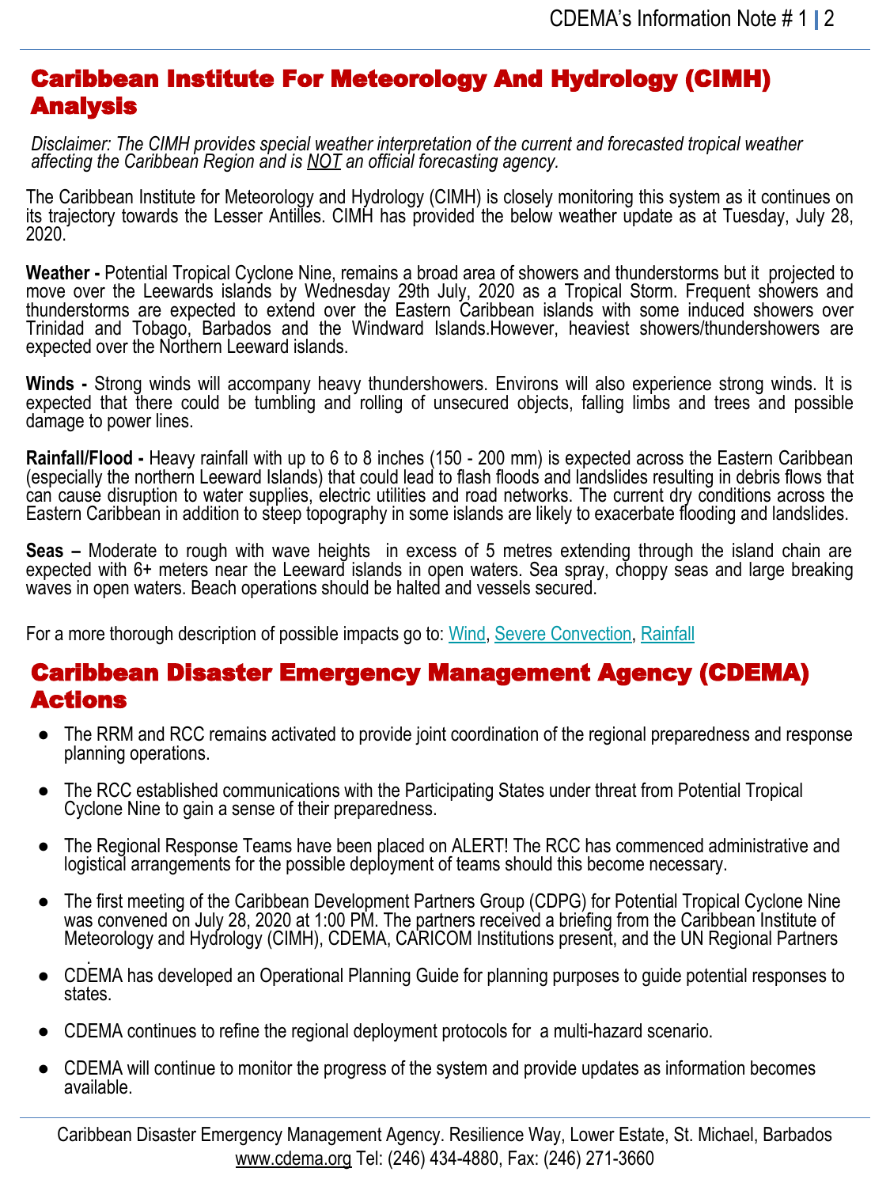## Caribbean Institute For Meteorology And Hydrology (CIMH) Analysis

*Disclaimer: The CIMH provides special weather interpretation of the current and forecasted tropical weather affecting the Caribbean Region and is NOT an official forecasting agency.*

The Caribbean Institute for Meteorology and Hydrology (CIMH) is closely monitoring this system as it continues on its trajectory towards the Lesser Antilles. CIMH has provided the below weather update as at Tuesday, July 28, 2020.

**Weather -** Potential Tropical Cyclone Nine, remains a broad area of showers and thunderstorms but it projected to move over the Leewards islands by Wednesday 29th July, 2020 as a Tropical Storm. Frequent showers and thunderstorms are expected to extend over the Eastern Caribbean islands with some induced showers over Trinidad and Tobago, Barbados and the Windward Islands.However, heaviest showers/thundershowers are expected over the Northern Leeward islands.

**Winds -** Strong winds will accompany heavy thundershowers. Environs will also experience strong winds. It is expected that there could be tumbling and rolling of unsecured objects, falling limbs and trees and possible damage to power lines.

**Rainfall/Flood -** Heavy rainfall with up to 6 to 8 inches (150 - 200 mm) is expected across the Eastern Caribbean (especially the northern Leeward Islands) that could lead to flash floods and landslides resulting in debris flows that can cause disruption to water supplies, electric utilities and road networks. The current dry conditions across the Eastern Caribbean in addition to steep topography in some islands are likely to exacerbate flooding and landslides.

**Seas –** Moderate to rough with wave heights in excess of 5 metres extending through the island chain are expected with 6+ meters near the Leeward islands in open waters. Sea spray, choppy seas and large breaking waves in open waters. Beach operations should be halted and vessels secured.

For a more thorough description of possible impacts go to: Wind, Severe Convection, Rainfall

## Caribbean Disaster Emergency Management Agency (CDEMA) Actions

- The RRM and RCC remains activated to provide joint coordination of the regional preparedness and response planning operations.
- The RCC established communications with the Participating States under threat from Potential Tropical Cyclone Nine to gain a sense of their preparedness.
- The Regional Response Teams have been placed on ALERT! The RCC has commenced administrative and logistical arrangements for the possible deployment of teams should this become necessary.
- The first meeting of the Caribbean Development Partners Group (CDPG) for Potential Tropical Cyclone Nine was convened on July 28, 2020 at 1:00 PM. The partners received a briefing from the Caribbean Institute of Meteorology and Hydrology (CIMH), CDEMA, CARICOM Institutions present, and the UN Regional Partners.
- CDEMA has developed an Operational Planning Guide for planning purposes to guide potential responses to states.
- CDEMA continues to refine the regional deployment protocols for a multi-hazard scenario.
- CDEMA will continue to monitor the progress of the system and provide updates as information becomes available.

Caribbean Disaster Emergency Management Agency. Resilience Way, Lower Estate, St. Michael, Barbados
www.cdema.org Tel: (246) 434-4880, Fax: (246) 271-3660